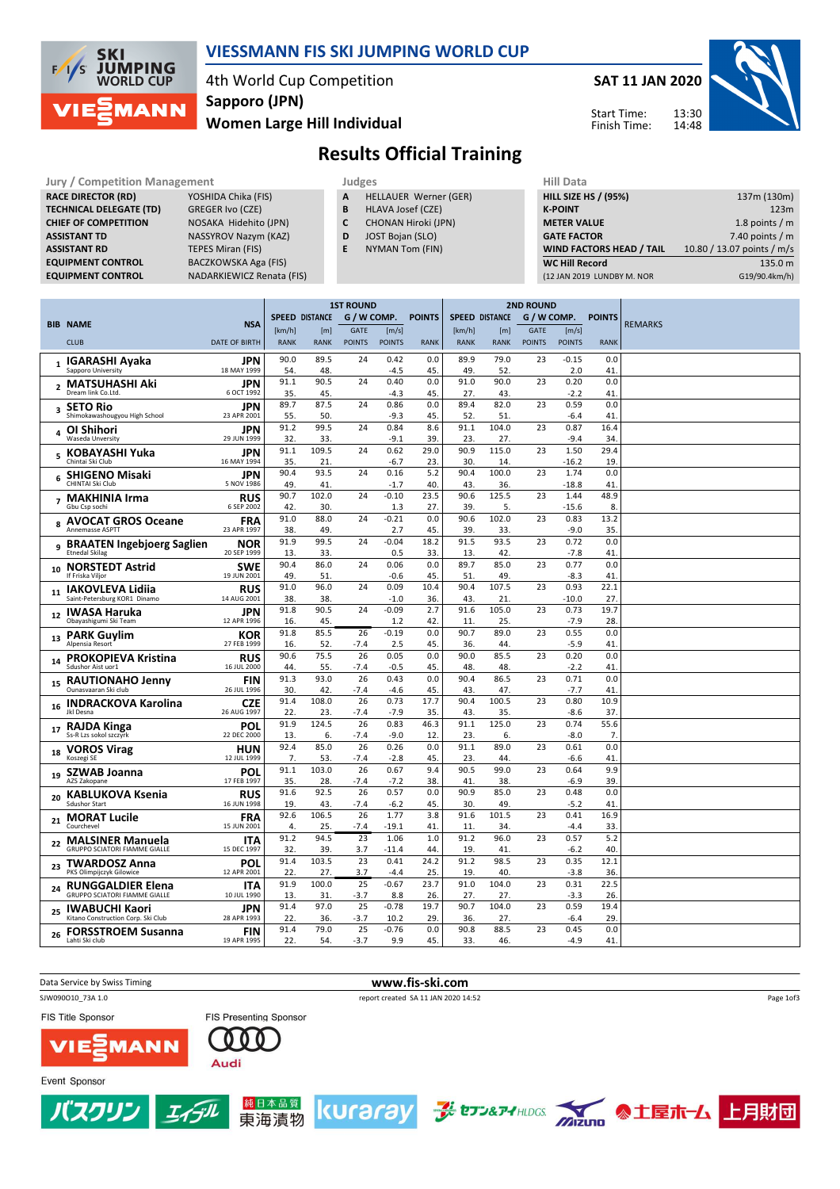# VIESSMANN FIS SKI JUMPING WORLD CUP

4th World Cup Competition
Sapporo (JPN)
Women Large Hill Individual

SAT 11 JAN 2020

Start Time: 13:30
Finish Time: 14:48

## Results Official Training

**Jury / Competition Management**

| | |
|---|---|
| RACE DIRECTOR (RD) | YOSHIDA Chika (FIS) |
| TECHNICAL DELEGATE (TD) | GREGER Ivo (CZE) |
| CHIEF OF COMPETITION | NOSAKA Hidehito (JPN) |
| ASSISTANT TD | NASSYROV Nazym (KAZ) |
| ASSISTANT RD | TEPES Miran (FIS) |
| EQUIPMENT CONTROL | BACZKOWSKA Aga (FIS) |
| EQUIPMENT CONTROL | NADARKIEWICZ Renata (FIS) |

**Judges**

| | |
|---|---|
| A | HELLAUER Werner (GER) |
| B | HLAVA Josef (CZE) |
| C | CHONAN Hiroki (JPN) |
| D | JOST Bojan (SLO) |
| E | NYMAN Tom (FIN) |

**Hill Data**

| | |
|---|---|
| HILL SIZE HS / (95%) | 137m (130m) |
| K-POINT | 123m |
| METER VALUE | 1.8 points / m |
| GATE FACTOR | 7.40 points / m |
| WIND FACTORS HEAD / TAIL | 10.80 / 13.07 points / m/s |
| WC Hill Record | 135.0 m |
| (12 JAN 2019 LUNDBY M. NOR | G19/90.4km/h) |

| BIB | NAME / CLUB | NSA / DATE OF BIRTH | 1ST ROUND SPEED [km/h] / RANK | DISTANCE [m] / RANK | G / W COMP. GATE / POINTS | [m/s] / POINTS | POINTS / RANK | 2ND ROUND SPEED [km/h] / RANK | DISTANCE [m] / RANK | G / W COMP. GATE / POINTS | [m/s] / POINTS | POINTS / RANK | REMARKS |
|---|---|---|---|---|---|---|---|---|---|---|---|---|---|
| 1 | IGARASHI Ayaka / Sapporo University | JPN / 18 MAY 1999 | 90.0 / 54. | 89.5 / 48. | 24 | 0.42 / -4.5 | 0.0 / 45. | 89.9 / 49. | 79.0 / 52. | 23 | -0.15 / 2.0 | 0.0 / 41. | |
| 2 | MATSUHASHI Aki / Dream link Co.Ltd. | JPN / 6 OCT 1992 | 91.1 / 35. | 90.5 / 45. | 24 | 0.40 / -4.3 | 0.0 / 45. | 91.0 / 27. | 90.0 / 43. | 23 | 0.20 / -2.2 | 0.0 / 41. | |
| 3 | SETO Rio / Shimokawashougyou High School | JPN / 23 APR 2001 | 89.7 / 55. | 87.5 / 50. | 24 | 0.86 / -9.3 | 0.0 / 45. | 89.4 / 52. | 82.0 / 51. | 23 | 0.59 / -6.4 | 0.0 / 41. | |
| 4 | OI Shihori / Waseda University | JPN / 29 JUN 1999 | 91.2 / 32. | 99.5 / 33. | 24 | 0.84 / -9.1 | 8.6 / 39. | 91.1 / 23. | 104.0 / 27. | 23 | 0.87 / -9.4 | 16.4 / 34. | |
| 5 | KOBAYASHI Yuka / Chintai Ski Club | JPN / 16 MAY 1994 | 91.1 / 35. | 109.5 / 21. | 24 | 0.62 / -6.7 | 29.0 / 23. | 90.9 / 30. | 115.0 / 14. | 23 | 1.50 / -16.2 | 29.4 / 19. | |
| 6 | SHIGENO Misaki / CHINTAI Ski Club | JPN / 5 NOV 1986 | 90.4 / 49. | 93.5 / 41. | 24 | 0.16 / -1.7 | 5.2 / 40. | 90.4 / 43. | 100.0 / 36. | 23 | 1.74 / -18.8 | 0.0 / 41. | |
| 7 | MAKHINIA Irma / Gbu Csp sochi | RUS / 6 SEP 2002 | 90.7 / 42. | 102.0 / 30. | 24 | -0.10 / 1.3 | 23.5 / 27. | 90.6 / 39. | 125.5 / 5. | 23 | 1.44 / -15.6 | 48.9 / 8. | |
| 8 | AVOCAT GROS Oceane / Annemasse ASPTT | FRA / 23 APR 1997 | 91.0 / 38. | 88.0 / 49. | 24 | -0.21 / 2.7 | 0.0 / 45. | 90.6 / 39. | 102.0 / 33. | 23 | 0.83 / -9.0 | 13.2 / 35. | |
| 9 | BRAATEN Ingebjoerg Saglien / Etnedal Skilag | NOR / 20 SEP 1999 | 91.9 / 13. | 99.5 / 33. | 24 | -0.04 / 0.5 | 18.2 / 33. | 91.5 / 13. | 93.5 / 42. | 23 | 0.72 / -7.8 | 0.0 / 41. | |
| 10 | NORSTEDT Astrid / If Friska Viljor | SWE / 19 JUN 2001 | 90.4 / 49. | 86.0 / 51. | 24 | 0.06 / -0.6 | 0.0 / 45. | 89.7 / 51. | 85.0 / 49. | 23 | 0.77 / -8.3 | 0.0 / 41. | |
| 11 | IAKOVLEVA Lidiia / Saint-Petersburg KOR1 Dinamo | RUS / 14 AUG 2001 | 91.0 / 38. | 96.0 / 38. | 24 | 0.09 / -1.0 | 10.4 / 36. | 90.4 / 43. | 107.5 / 21. | 23 | 0.93 / -10.0 | 22.1 / 27. | |
| 12 | IWASA Haruka / Obayashigumi Ski Team | JPN / 12 APR 1996 | 91.8 / 16. | 90.5 / 45. | 24 | -0.09 / 1.2 | 2.7 / 42. | 91.6 / 11. | 105.0 / 25. | 23 | 0.73 / -7.9 | 19.7 / 28. | |
| 13 | PARK Guylim / Alpensia Resort | KOR / 27 FEB 1999 | 91.8 / 16. | 85.5 / 52. | 26 / -7.4 | -0.19 / 2.5 | 0.0 / 45. | 90.7 / 36. | 89.0 / 44. | 23 | 0.55 / -5.9 | 0.0 / 41. | |
| 14 | PROKOPIEVA Kristina / Sdushor Aist uor1 | RUS / 16 JUL 2000 | 90.6 / 44. | 75.5 / 55. | 26 / -7.4 | 0.05 / -0.5 | 0.0 / 45. | 90.0 / 48. | 85.5 / 48. | 23 | 0.20 / -2.2 | 0.0 / 41. | |
| 15 | RAUTIONAHO Jenny / Ounasvaaran Ski club | FIN / 26 JUL 1996 | 91.3 / 30. | 93.0 / 42. | 26 / -7.4 | 0.43 / -4.6 | 0.0 / 45. | 90.4 / 43. | 86.5 / 47. | 23 | 0.71 / -7.7 | 0.0 / 41. | |
| 16 | INDRACKOVA Karolina / Jkl Desna | CZE / 26 AUG 1997 | 91.4 / 22. | 108.0 / 23. | 26 / -7.4 | 0.73 / -7.9 | 17.7 / 35. | 90.4 / 43. | 100.5 / 35. | 23 | 0.80 / -8.6 | 10.9 / 37. | |
| 17 | RAJDA Kinga / Ss-R Lzs sokol szczyrk | POL / 22 DEC 2000 | 91.9 / 13. | 124.5 / 6. | 26 / -7.4 | 0.83 / -9.0 | 46.3 / 12. | 91.1 / 23. | 125.0 / 6. | 23 | 0.74 / -8.0 | 55.6 / 7. | |
| 18 | VOROS Virag / Koszegi SE | HUN / 12 JUL 1999 | 92.4 / 7. | 85.0 / 53. | 26 / -7.4 | 0.26 / -2.8 | 0.0 / 45. | 91.1 / 23. | 89.0 / 44. | 23 | 0.61 / -6.6 | 0.0 / 41. | |
| 19 | SZWAB Joanna / AZS Zakopane | POL / 17 FEB 1997 | 91.1 / 35. | 103.0 / 28. | 26 / -7.4 | 0.67 / -7.2 | 9.4 / 38. | 90.5 / 41. | 99.0 / 38. | 23 | 0.64 / -6.9 | 9.9 / 39. | |
| 20 | KABLUKOVA Ksenia / Sdushor Start | RUS / 16 JUN 1998 | 91.6 / 19. | 92.5 / 43. | 26 / -7.4 | 0.57 / -6.2 | 0.0 / 45. | 90.9 / 30. | 85.0 / 49. | 23 | 0.48 / -5.2 | 0.0 / 41. | |
| 21 | MORAT Lucile / Courchevel | FRA / 15 JUN 2001 | 92.6 / 4. | 106.5 / 25. | 26 / -7.4 | 1.77 / -19.1 | 3.8 / 41. | 91.6 / 11. | 101.5 / 34. | 23 | 0.41 / -4.4 | 16.9 / 33. | |
| 22 | MALSINER Manuela / GRUPPO SCIATORI FIAMME GIALLE | ITA / 15 DEC 1997 | 91.2 / 32. | 94.5 / 39. | 23 / 3.7 | 1.06 / -11.4 | 1.0 / 44. | 91.2 / 19. | 96.0 / 41. | 23 | 0.57 / -6.2 | 5.2 / 40. | |
| 23 | TWARDOSZ Anna / PKS Olimpijczyk Gilowice | POL / 12 APR 2001 | 91.4 / 22. | 103.5 / 27. | 23 / 3.7 | 0.41 / -4.4 | 24.2 / 25. | 91.2 / 19. | 98.5 / 40. | 23 | 0.35 / -3.8 | 12.1 / 36. | |
| 24 | RUNGGALDIER Elena / GRUPPO SCIATORI FIAMME GIALLE | ITA / 10 JUL 1990 | 91.9 / 13. | 100.0 / 31. | 25 / -3.7 | -0.67 / 8.8 | 23.7 / 26. | 91.0 / 27. | 104.0 / 27. | 23 | 0.31 / -3.3 | 22.5 / 26. | |
| 25 | IWABUCHI Kaori / Kitano Construction Corp. Ski Club | JPN / 28 APR 1993 | 91.4 / 22. | 97.0 / 36. | 25 / -3.7 | -0.78 / 10.2 | 19.7 / 29. | 90.7 / 36. | 104.0 / 27. | 23 | 0.59 / -6.4 | 19.4 / 29. | |
| 26 | FORSSTROEM Susanna / Lahti Ski club | FIN / 19 APR 1995 | 91.4 / 22. | 79.0 / 54. | 25 / -3.7 | -0.76 / 9.9 | 0.0 / 45. | 90.8 / 33. | 88.5 / 46. | 23 | 0.45 / -4.9 | 0.0 / 41. | |

Data Service by Swiss Timing — www.fis-ski.com

SJW090O10_73A 1.0 — report created SA 11 JAN 2020 14:52

FIS Title Sponsor: VIESSMANN — FIS Presenting Sponsor: Audi

Event Sponsor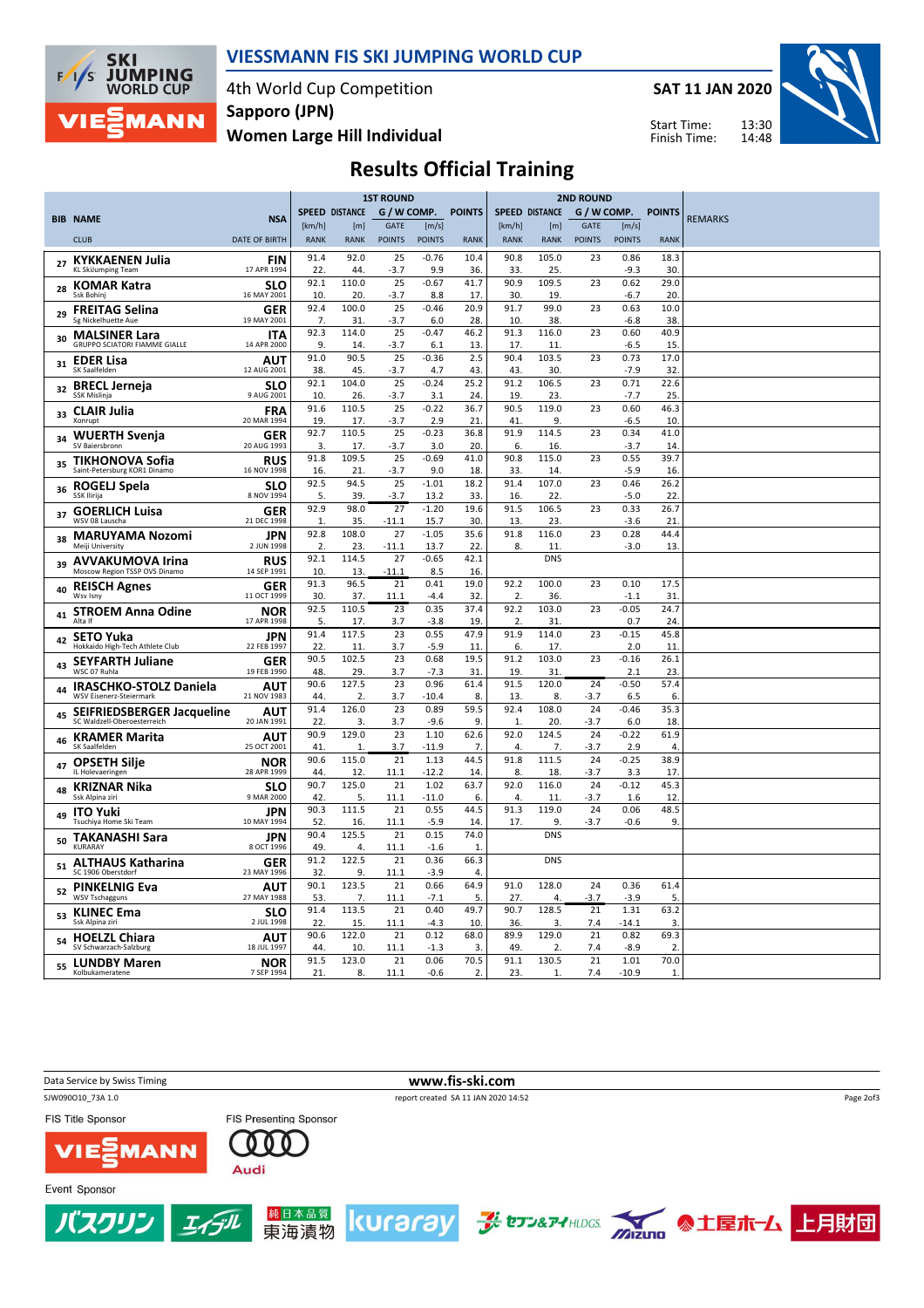# VIESSMANN FIS SKI JUMPING WORLD CUP

4th World Cup Competition
Sapporo (JPN)
Women Large Hill Individual

SAT 11 JAN 2020

Start Time: 13:30
Finish Time: 14:48

## Results Official Training

| BIB | NAME / CLUB | NSA / DATE OF BIRTH | 1ST ROUND SPEED [km/h] / RANK | DISTANCE [m] / RANK | G / W COMP. GATE / POINTS | [m/s] / POINTS | POINTS / RANK | 2ND ROUND SPEED [km/h] / RANK | DISTANCE [m] / RANK | G / W COMP. GATE / POINTS | [m/s] / POINTS | POINTS / RANK | REMARKS |
|---|---|---|---|---|---|---|---|---|---|---|---|---|---|
| 27 | KYKKAENEN Julia / KL SkiJumping Team | FIN / 17 APR 1994 | 91.4 / 22. | 92.0 / 44. | 25 / -3.7 | -0.76 / 9.9 | 10.4 / 36. | 90.8 / 33. | 105.0 / 25. | 23 | 0.86 / -9.3 | 18.3 / 30. | |
| 28 | KOMAR Katra / Ssk Bohinj | SLO / 16 MAY 2001 | 92.1 / 10. | 110.0 / 20. | 25 / -3.7 | -0.67 / 8.8 | 41.7 / 17. | 90.9 / 30. | 109.5 / 19. | 23 | 0.62 / -6.7 | 29.0 / 20. | |
| 29 | FREITAG Selina / Sg Nickelhuette Aue | GER / 19 MAY 2001 | 92.4 / 7. | 100.0 / 31. | 25 / -3.7 | -0.46 / 6.0 | 20.9 / 28. | 91.7 / 10. | 99.0 / 38. | 23 | 0.63 / -6.8 | 10.0 / 38. | |
| 30 | MALSINER Lara / GRUPPO SCIATORI FIAMME GIALLE | ITA / 14 APR 2000 | 92.3 / 9. | 114.0 / 14. | 25 / -3.7 | -0.47 / 6.1 | 46.2 / 13. | 91.3 / 17. | 116.0 / 11. | 23 | 0.60 / -6.5 | 40.9 / 15. | |
| 31 | EDER Lisa / SK Saalfelden | AUT / 12 AUG 2001 | 91.0 / 38. | 90.5 / 45. | 25 / -3.7 | -0.36 / 4.7 | 2.5 / 43. | 90.4 / 43. | 103.5 / 30. | 23 | 0.73 / -7.9 | 17.0 / 32. | |
| 32 | BRECL Jerneja / SSK Mislinja | SLO / 9 AUG 2001 | 92.1 / 10. | 104.0 / 26. | 25 / -3.7 | -0.24 / 3.1 | 25.2 / 24. | 91.2 / 19. | 106.5 / 23. | 23 | 0.71 / -7.7 | 22.6 / 25. | |
| 33 | CLAIR Julia / Xonrupt | FRA / 20 MAR 1994 | 91.6 / 19. | 110.5 / 17. | 25 / -3.7 | -0.22 / 2.9 | 36.7 / 21. | 90.5 / 41. | 119.0 / 9. | 23 | 0.60 / -6.5 | 46.3 / 10. | |
| 34 | WUERTH Svenja / SV Baiersbronn | GER / 20 AUG 1993 | 92.7 / 3. | 110.5 / 17. | 25 / -3.7 | -0.23 / 3.0 | 36.8 / 20. | 91.9 / 6. | 114.5 / 16. | 23 | 0.34 / -3.7 | 41.0 / 14. | |
| 35 | TIKHONOVA Sofia / Saint-Petersburg KOR1 Dinamo | RUS / 16 NOV 1998 | 91.8 / 16. | 109.5 / 21. | 25 / -3.7 | -0.69 / 9.0 | 41.0 / 18. | 90.8 / 33. | 115.0 / 14. | 23 | 0.55 / -5.9 | 39.7 / 16. | |
| 36 | ROGELJ Spela / SSK Ilirija | SLO / 8 NOV 1994 | 92.5 / 5. | 94.5 / 39. | 25 / -3.7 | -1.01 / 13.2 | 18.2 / 33. | 91.4 / 16. | 107.0 / 22. | 23 | 0.46 / -5.0 | 26.2 / 22. | |
| 37 | GOERLICH Luisa / WSV 08 Lauscha | GER / 21 DEC 1998 | 92.9 / 1. | 98.0 / 35. | 27 / -11.1 | -1.20 / 15.7 | 19.6 / 30. | 91.5 / 13. | 106.5 / 23. | 23 | 0.33 / -3.6 | 26.7 / 21. | |
| 38 | MARUYAMA Nozomi / Meiji University | JPN / 2 JUN 1998 | 92.8 / 2. | 108.0 / 23. | 27 / -11.1 | -1.05 / 13.7 | 35.6 / 22. | 91.8 / 8. | 116.0 / 11. | 23 | 0.28 / -3.0 | 44.4 / 13. | |
| 39 | AVVAKUMOVA Irina / Moscow Region TSSP OVS Dinamo | RUS / 14 SEP 1991 | 92.1 / 10. | 114.5 / 13. | 27 / -11.1 | -0.65 / 8.5 | 42.1 / 16. | | DNS | | | | |
| 40 | REISCH Agnes / Wsv Isny | GER / 11 OCT 1999 | 91.3 / 30. | 96.5 / 37. | 21 / 11.1 | 0.41 / -4.4 | 19.0 / 32. | 92.2 / 2. | 100.0 / 36. | 23 | 0.10 / -1.1 | 17.5 / 31. | |
| 41 | STROEM Anna Odine / Alta If | NOR / 17 APR 1998 | 92.5 / 5. | 110.5 / 17. | 23 / 3.7 | 0.35 / -3.8 | 37.4 / 19. | 92.2 / 2. | 103.0 / 31. | 23 | -0.05 / 0.7 | 24.7 / 24. | |
| 42 | SETO Yuka / Hokkaido High-Tech Athlete Club | JPN / 22 FEB 1997 | 91.4 / 22. | 117.5 / 11. | 23 / 3.7 | 0.55 / -5.9 | 47.9 / 11. | 91.9 / 6. | 114.0 / 17. | 23 | -0.15 / 2.0 | 45.8 / 11. | |
| 43 | SEYFARTH Juliane / WSC 07 Ruhla | GER / 19 FEB 1990 | 90.5 / 48. | 102.5 / 29. | 23 / 3.7 | 0.68 / -7.3 | 19.5 / 31. | 91.2 / 19. | 103.0 / 31. | 23 | -0.16 / 2.1 | 26.1 / 23. | |
| 44 | IRASCHKO-STOLZ Daniela / WSV Eisenerz-Steiermark | AUT / 21 NOV 1983 | 90.6 / 44. | 127.5 / 2. | 23 / 3.7 | 0.96 / -10.4 | 61.4 / 8. | 91.5 / 13. | 120.0 / 8. | 24 / -3.7 | -0.50 / 6.5 | 57.4 / 6. | |
| 45 | SEIFRIEDSBERGER Jacqueline / SC Waldzell-Oberoesterreich | AUT / 20 JAN 1991 | 91.4 / 22. | 126.0 / 3. | 23 / 3.7 | 0.89 / -9.6 | 59.5 / 9. | 92.4 / 1. | 108.0 / 20. | 24 / -3.7 | -0.46 / 6.0 | 35.3 / 18. | |
| 46 | KRAMER Marita / SK Saalfelden | AUT / 25 OCT 2001 | 90.9 / 41. | 129.0 / 1. | 23 / 3.7 | 1.10 / -11.9 | 62.6 / 7. | 92.0 / 4. | 124.5 / 7. | 24 / -3.7 | -0.22 / 2.9 | 61.9 / 4. | |
| 47 | OPSETH Silje / IL Holevaeringen | NOR / 28 APR 1999 | 90.6 / 44. | 115.0 / 12. | 21 / 11.1 | 1.13 / -12.2 | 44.5 / 14. | 91.8 / 8. | 111.5 / 18. | 24 / -3.7 | -0.25 / 3.3 | 38.9 / 17. | |
| 48 | KRIZNAR Nika / Ssk Alpina ziri | SLO / 9 MAR 2000 | 90.7 / 42. | 125.0 / 5. | 21 / 11.1 | 1.02 / -11.0 | 63.7 / 6. | 92.0 / 4. | 116.0 / 11. | 24 / -3.7 | -0.12 / 1.6 | 45.3 / 12. | |
| 49 | ITO Yuki / Tsuchiya Home Ski Team | JPN / 10 MAY 1994 | 90.3 / 52. | 111.5 / 16. | 21 / 11.1 | 0.55 / -5.9 | 44.5 / 14. | 91.3 / 17. | 119.0 / 9. | 24 / -3.7 | 0.06 / -0.6 | 48.5 / 9. | |
| 50 | TAKANASHI Sara / KURARAY | JPN / 8 OCT 1996 | 90.4 / 49. | 125.5 / 4. | 21 / 11.1 | 0.15 / -1.6 | 74.0 / 1. | | DNS | | | | |
| 51 | ALTHAUS Katharina / SC 1906 Oberstdorf | GER / 23 MAY 1996 | 91.2 / 32. | 122.5 / 9. | 21 / 11.1 | 0.36 / -3.9 | 66.3 / 4. | | DNS | | | | |
| 52 | PINKELNIG Eva / WSV Tschagguns | AUT / 27 MAY 1988 | 90.1 / 53. | 123.5 / 7. | 21 / 11.1 | 0.66 / -7.1 | 64.9 / 5. | 91.0 / 27. | 128.0 / 4. | 24 / -3.7 | 0.36 / -3.9 | 61.4 / 5. | |
| 53 | KLINEC Ema / Ssk Alpina ziri | SLO / 2 JUL 1998 | 91.4 / 22. | 113.5 / 15. | 21 / 11.1 | 0.40 / -4.3 | 49.7 / 10. | 90.7 / 36. | 128.5 / 3. | 21 / 7.4 | 1.31 / -14.1 | 63.2 / 3. | |
| 54 | HOELZL Chiara / SV Schwarzach-Salzburg | AUT / 18 JUL 1997 | 90.6 / 44. | 122.0 / 10. | 21 / 11.1 | 0.12 / -1.3 | 68.0 / 3. | 89.9 / 49. | 129.0 / 2. | 21 / 7.4 | 0.82 / -8.9 | 69.3 / 2. | |
| 55 | LUNDBY Maren / Kolbukameratene | NOR / 7 SEP 1994 | 91.5 / 21. | 123.0 / 8. | 21 / 11.1 | 0.06 / -0.6 | 70.5 / 2. | 91.1 / 23. | 130.5 / 1. | 21 / 7.4 | 1.01 / -10.9 | 70.0 / 1. | |

Data Service by Swiss Timing — www.fis-ski.com

SJW090O10_73A 1.0 — report created SA 11 JAN 2020 14:52

FIS Title Sponsor: VIESSMANN — FIS Presenting Sponsor: Audi

Event Sponsor: バスクリン, エイジル, 東海漬物, kuraray, セブン&アイHLDGS., Mizuno, 土屋ホーム, 上月財団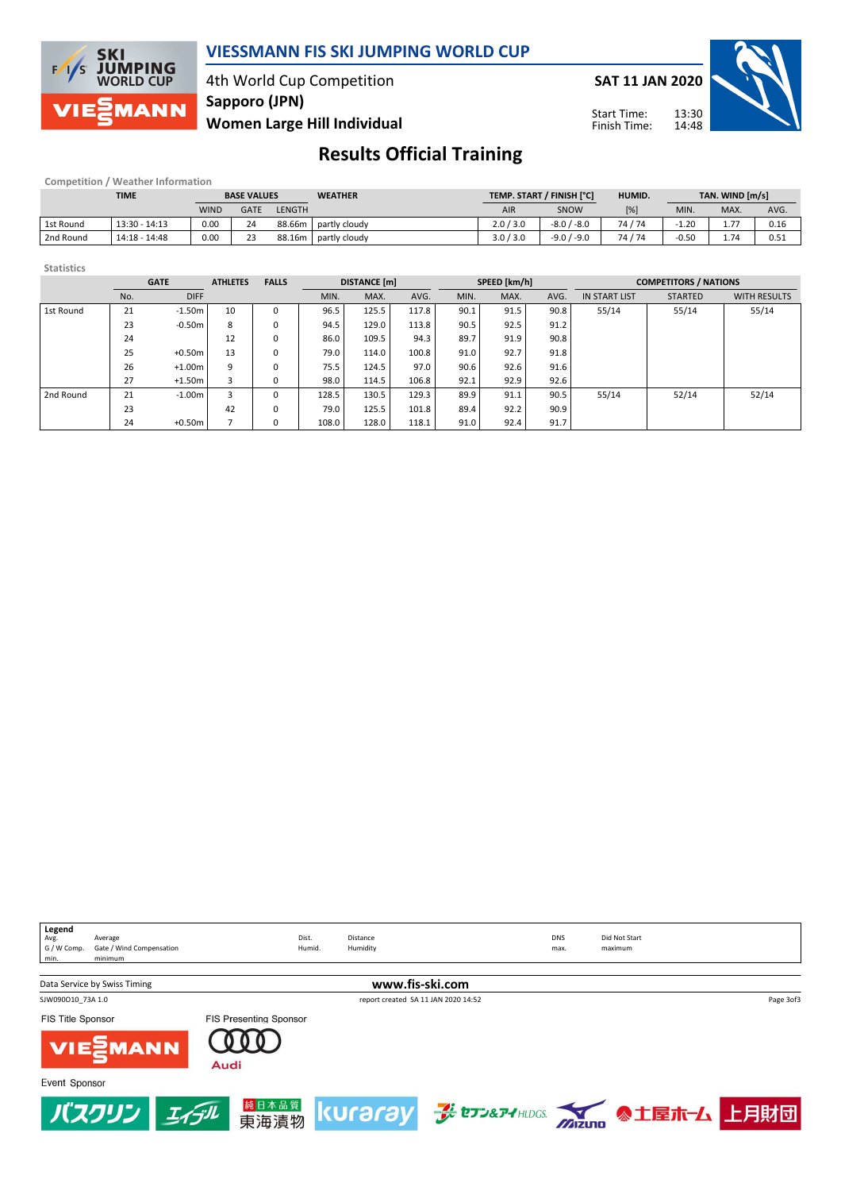# VIESSMANN FIS SKI JUMPING WORLD CUP

4th World Cup Competition
**Sapporo (JPN)**
**Women Large Hill Individual**

**SAT 11 JAN 2020**

Start Time: 13:30
Finish Time: 14:48

## Results Official Training

Competition / Weather Information

| | TIME | BASE VALUES | | | WEATHER | TEMP. START / FINISH [°C] | | HUMID. | TAN. WIND [m/s] | | |
|---|---|---|---|---|---|---|---|---|---|---|---|
| | | WIND | GATE | LENGTH | | AIR | SNOW | [%] | MIN. | MAX. | AVG. |
| 1st Round | 13:30 - 14:13 | 0.00 | 24 | 88.66m | partly cloudy | 2.0 / 3.0 | -8.0 / -8.0 | 74 / 74 | -1.20 | 1.77 | 0.16 |
| 2nd Round | 14:18 - 14:48 | 0.00 | 23 | 88.16m | partly cloudy | 3.0 / 3.0 | -9.0 / -9.0 | 74 / 74 | -0.50 | 1.74 | 0.51 |

Statistics

| | GATE | | ATHLETES | FALLS | DISTANCE [m] | | | SPEED [km/h] | | | COMPETITORS / NATIONS | | |
|---|---|---|---|---|---|---|---|---|---|---|---|---|---|
| | No. | DIFF | | | MIN. | MAX. | AVG. | MIN. | MAX. | AVG. | IN START LIST | STARTED | WITH RESULTS |
| 1st Round | 21 | -1.50m | 10 | 0 | 96.5 | 125.5 | 117.8 | 90.1 | 91.5 | 90.8 | 55/14 | 55/14 | 55/14 |
| | 23 | -0.50m | 8 | 0 | 94.5 | 129.0 | 113.8 | 90.5 | 92.5 | 91.2 | | | |
| | 24 | | 12 | 0 | 86.0 | 109.5 | 94.3 | 89.7 | 91.9 | 90.8 | | | |
| | 25 | +0.50m | 13 | 0 | 79.0 | 114.0 | 100.8 | 91.0 | 92.7 | 91.8 | | | |
| | 26 | +1.00m | 9 | 0 | 75.5 | 124.5 | 97.0 | 90.6 | 92.6 | 91.6 | | | |
| | 27 | +1.50m | 3 | 0 | 98.0 | 114.5 | 106.8 | 92.1 | 92.9 | 92.6 | | | |
| 2nd Round | 21 | -1.00m | 3 | 0 | 128.5 | 130.5 | 129.3 | 89.9 | 91.1 | 90.5 | 55/14 | 52/14 | 52/14 |
| | 23 | | 42 | 0 | 79.0 | 125.5 | 101.8 | 89.4 | 92.2 | 90.9 | | | |
| | 24 | +0.50m | 7 | 0 | 108.0 | 128.0 | 118.1 | 91.0 | 92.4 | 91.7 | | | |

**Legend**

| | | | | | |
|---|---|---|---|---|---|
| Avg. | Average | Dist. | Distance | DNS | Did Not Start |
| G / W Comp. | Gate / Wind Compensation | Humid. | Humidity | max. | maximum |
| min. | minimum | | | | |

Data Service by Swiss Timing

www.fis-ski.com

SJW090O10_73A 1.0

report created SA 11 JAN 2020 14:52

FIS Title Sponsor

FIS Presenting Sponsor

Event Sponsor